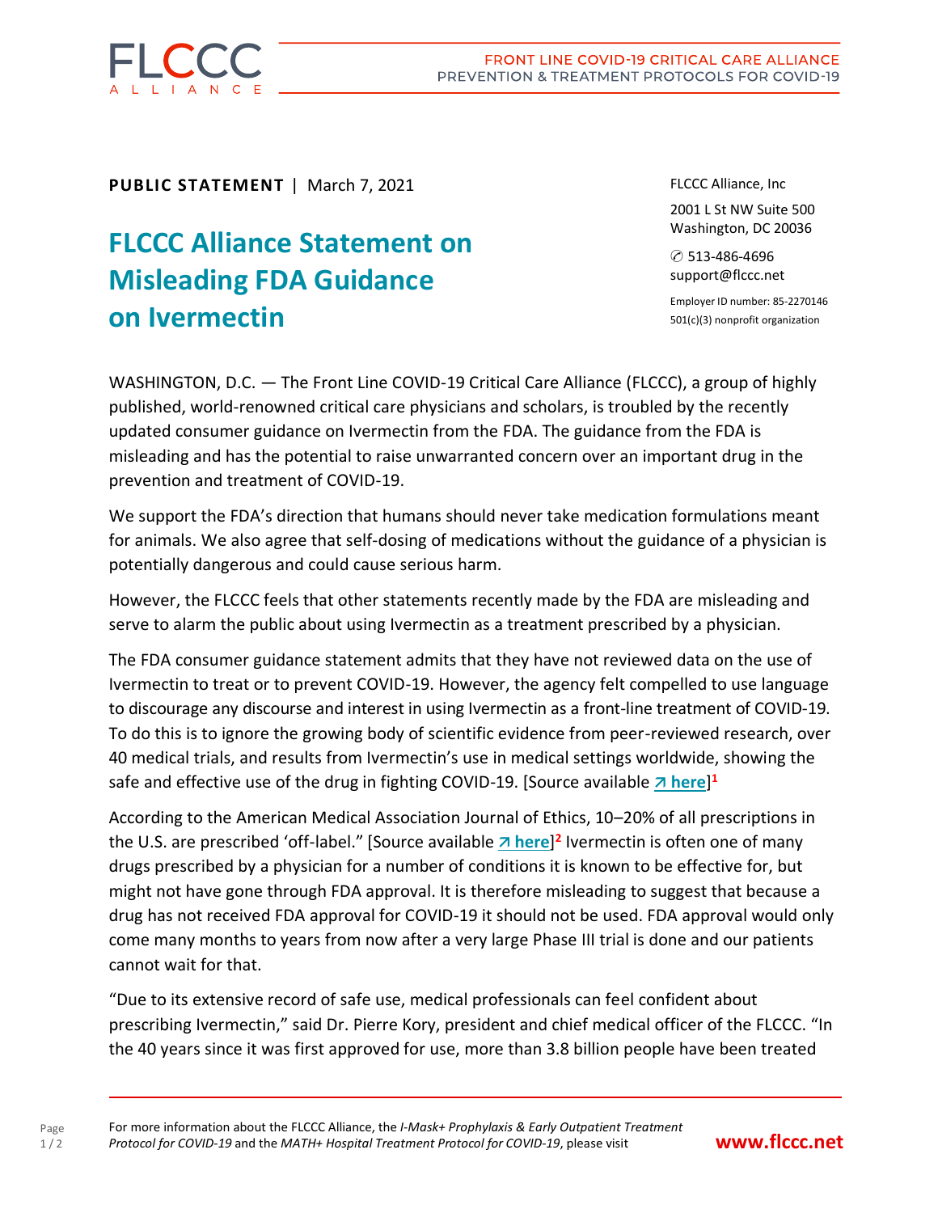**PUBLIC STATEMENT** | March 7, 2021

# FLCCC Alliance Statement on Misleading FDA Guidance on Ivermectin

FLCCC Alliance, Inc

2001 L St NW Suite 500
Washington, DC 20036

✆ 513-486-4696
support@flccc.net

Employer ID number: 85-2270146
501(c)(3) nonprofit organization

WASHINGTON, D.C. — The Front Line COVID-19 Critical Care Alliance (FLCCC), a group of highly published, world-renowned critical care physicians and scholars, is troubled by the recently updated consumer guidance on Ivermectin from the FDA. The guidance from the FDA is misleading and has the potential to raise unwarranted concern over an important drug in the prevention and treatment of COVID-19.

We support the FDA's direction that humans should never take medication formulations meant for animals. We also agree that self-dosing of medications without the guidance of a physician is potentially dangerous and could cause serious harm.

However, the FLCCC feels that other statements recently made by the FDA are misleading and serve to alarm the public about using Ivermectin as a treatment prescribed by a physician.

The FDA consumer guidance statement admits that they have not reviewed data on the use of Ivermectin to treat or to prevent COVID-19. However, the agency felt compelled to use language to discourage any discourse and interest in using Ivermectin as a front-line treatment of COVID-19. To do this is to ignore the growing body of scientific evidence from peer-reviewed research, over 40 medical trials, and results from Ivermectin's use in medical settings worldwide, showing the safe and effective use of the drug in fighting COVID-19. [Source available ↗ **here**][1]

According to the American Medical Association Journal of Ethics, 10–20% of all prescriptions in the U.S. are prescribed 'off-label." [Source available ↗ **here**][2] Ivermectin is often one of many drugs prescribed by a physician for a number of conditions it is known to be effective for, but might not have gone through FDA approval. It is therefore misleading to suggest that because a drug has not received FDA approval for COVID-19 it should not be used. FDA approval would only come many months to years from now after a very large Phase III trial is done and our patients cannot wait for that.

"Due to its extensive record of safe use, medical professionals can feel confident about prescribing Ivermectin," said Dr. Pierre Kory, president and chief medical officer of the FLCCC. "In the 40 years since it was first approved for use, more than 3.8 billion people have been treated

For more information about the FLCCC Alliance, the *I-Mask+ Prophylaxis & Early Outpatient Treatment Protocol for COVID-19* and the *MATH+ Hospital Treatment Protocol for COVID-19*, please visit **www.flccc.net**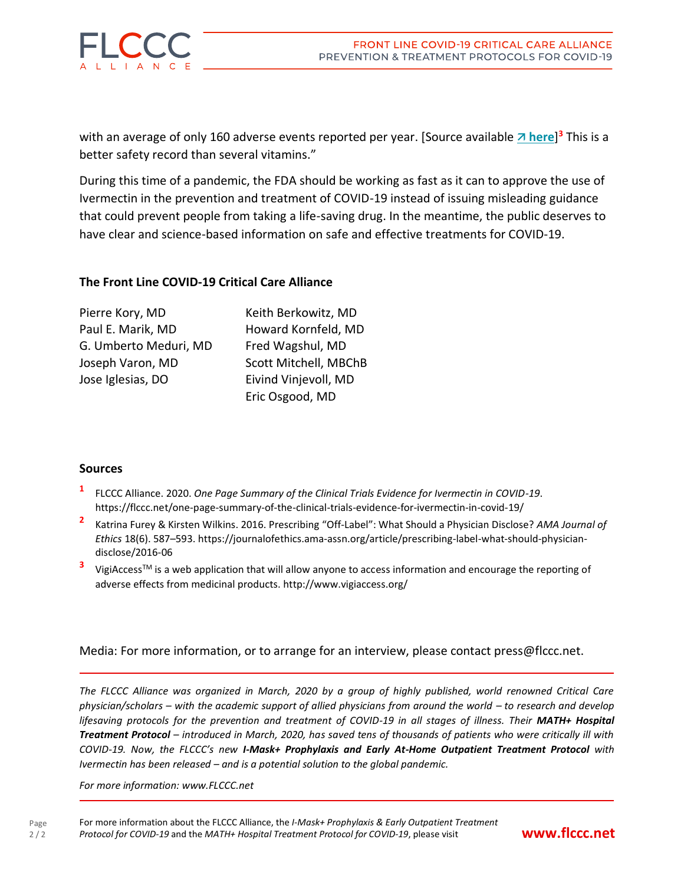with an average of only 160 adverse events reported per year. [Source available ↗ here][3] This is a better safety record than several vitamins."

During this time of a pandemic, the FDA should be working as fast as it can to approve the use of Ivermectin in the prevention and treatment of COVID-19 instead of issuing misleading guidance that could prevent people from taking a life-saving drug. In the meantime, the public deserves to have clear and science-based information on safe and effective treatments for COVID-19.

**The Front Line COVID-19 Critical Care Alliance**

Pierre Kory, MD
Paul E. Marik, MD
G. Umberto Meduri, MD
Joseph Varon, MD
Jose Iglesias, DO

Keith Berkowitz, MD
Howard Kornfeld, MD
Fred Wagshul, MD
Scott Mitchell, MBChB
Eivind Vinjevoll, MD
Eric Osgood, MD

**Sources**

[1] FLCCC Alliance. 2020. *One Page Summary of the Clinical Trials Evidence for Ivermectin in COVID-19*. https://flccc.net/one-page-summary-of-the-clinical-trials-evidence-for-ivermectin-in-covid-19/

[2] Katrina Furey & Kirsten Wilkins. 2016. Prescribing "Off-Label": What Should a Physician Disclose? *AMA Journal of Ethics* 18(6). 587–593. https://journalofethics.ama-assn.org/article/prescribing-label-what-should-physician-disclose/2016-06

[3] VigiAccess™ is a web application that will allow anyone to access information and encourage the reporting of adverse effects from medicinal products. http://www.vigiaccess.org/

Media: For more information, or to arrange for an interview, please contact press@flccc.net.

---

*The FLCCC Alliance was organized in March, 2020 by a group of highly published, world renowned Critical Care physician/scholars – with the academic support of allied physicians from around the world – to research and develop lifesaving protocols for the prevention and treatment of COVID-19 in all stages of illness. Their* ***MATH+ Hospital Treatment Protocol*** *– introduced in March, 2020, has saved tens of thousands of patients who were critically ill with COVID-19. Now, the FLCCC's new* ***I-Mask+ Prophylaxis and Early At-Home Outpatient Treatment Protocol*** *with Ivermectin has been released – and is a potential solution to the global pandemic.*

*For more information: www.FLCCC.net*

---

For more information about the FLCCC Alliance, the *I-Mask+ Prophylaxis & Early Outpatient Treatment Protocol for COVID-19* and the *MATH+ Hospital Treatment Protocol for COVID-19*, please visit **www.flccc.net**